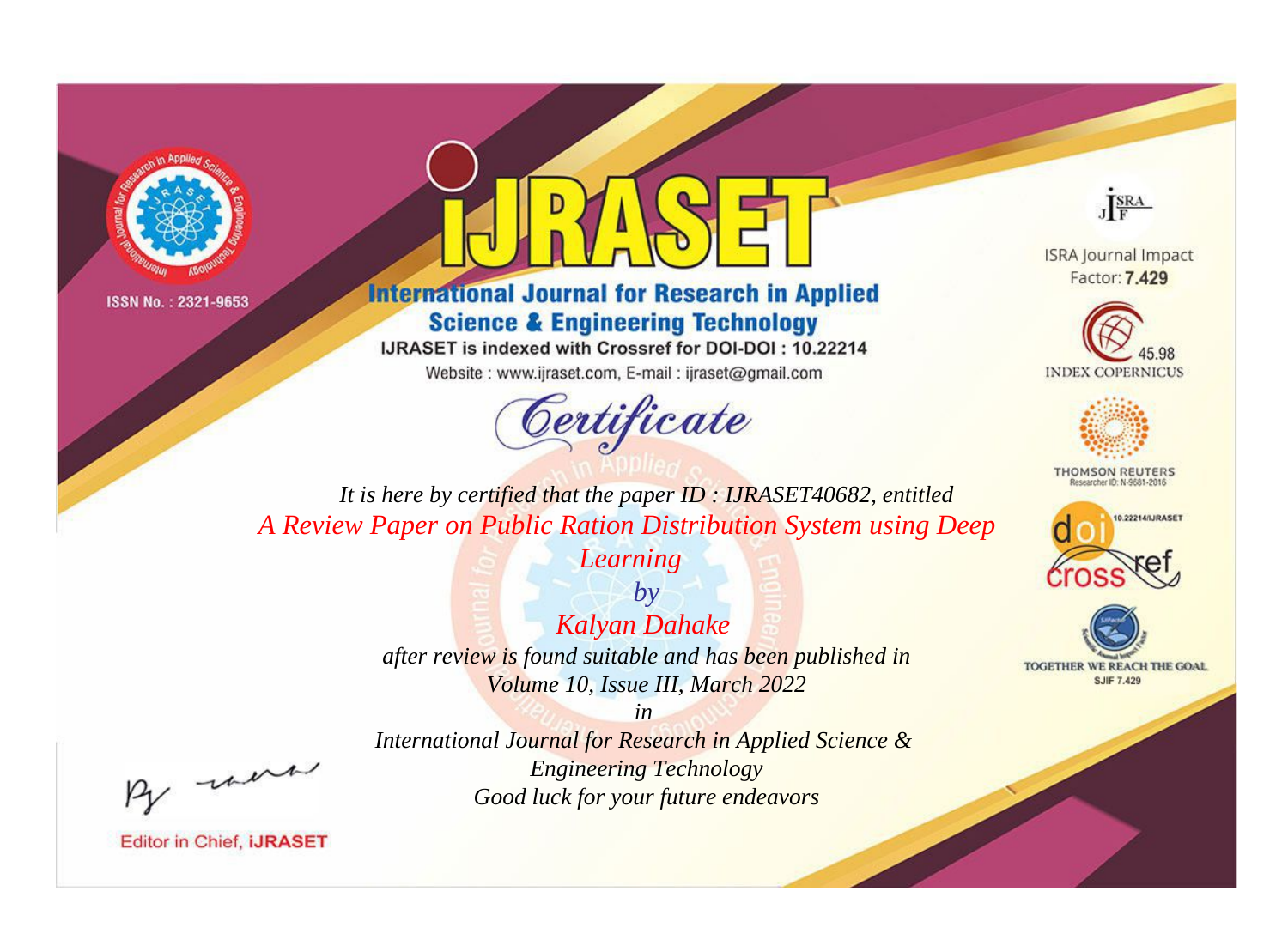ISSN No. : 2321-9653

# IJRASET

## International Journal for Research in Applied Science & Engineering Technology

IJRASET is indexed with Crossref for DOI-DOI : 10.22214

Website : www.ijraset.com, E-mail : ijraset@gmail.com

ISRA Journal Impact Factor: **7.429**

45.98 INDEX COPERNICUS

THOMSON REUTERS Researcher ID: N-9681-2016

10.22214/IJRASET

TOGETHER WE REACH THE GOAL SJIF 7.429

# *Certificate*

*It is here by certified that the paper ID : IJRASET40682, entitled*

*A Review Paper on Public Ration Distribution System using Deep Learning*

*by*

*Kalyan Dahake*

*after review is found suitable and has been published in*

*Volume 10, Issue III, March 2022*

*in*

*International Journal for Research in Applied Science & Engineering Technology*

*Good luck for your future endeavors*

Editor in Chief, **iJRASET**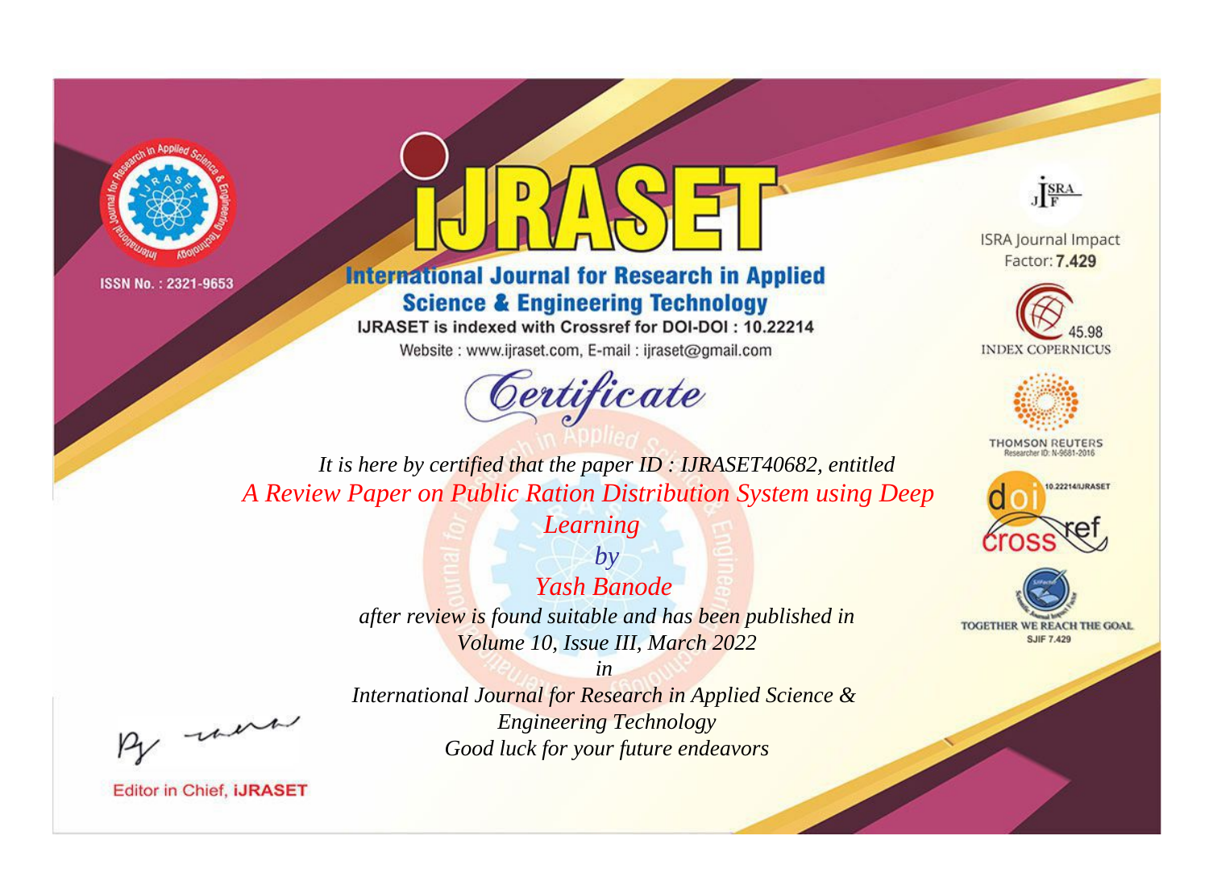ISSN No. : 2321-9653

# IJRASET

## International Journal for Research in Applied Science & Engineering Technology

IJRASET is indexed with Crossref for DOI-DOI : 10.22214

Website : www.ijraset.com, E-mail : ijraset@gmail.com

# Certificate

*It is here by certified that the paper ID : IJRASET40682, entitled*

*A Review Paper on Public Ration Distribution System using Deep Learning*

*by*

*Yash Banode*

*after review is found suitable and has been published in*

*Volume 10, Issue III, March 2022*

*in*

*International Journal for Research in Applied Science & Engineering Technology*

*Good luck for your future endeavors*

ISRA Journal Impact Factor: **7.429**

45.98 INDEX COPERNICUS

THOMSON REUTERS Researcher ID: N-9681-2016

10.22214/IJRASET

TOGETHER WE REACH THE GOAL SJIF 7.429

Editor in Chief, **IJRASET**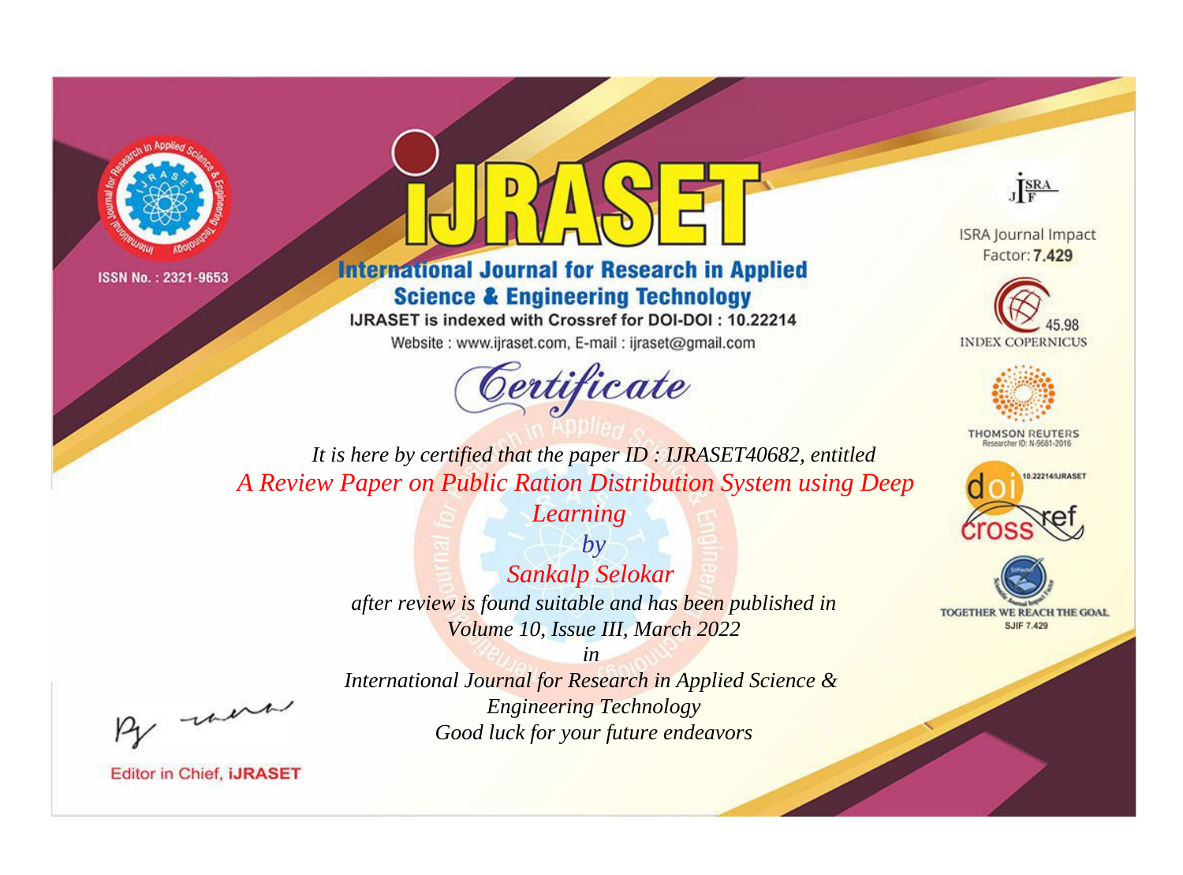ISSN No. : 2321-9653

# IJRASET

## International Journal for Research in Applied Science & Engineering Technology

IJRASET is indexed with Crossref for DOI-DOI : 10.22214

Website : www.ijraset.com, E-mail : ijraset@gmail.com

*Certificate*

*It is here by certified that the paper ID : IJRASET40682, entitled*

*A Review Paper on Public Ration Distribution System using Deep Learning*

*by*

*Sankalp Selokar*

*after review is found suitable and has been published in*

*Volume 10, Issue III, March 2022*

*in*

*International Journal for Research in Applied Science & Engineering Technology*

*Good luck for your future endeavors*

ISRA Journal Impact Factor: **7.429**

45.98 INDEX COPERNICUS

THOMSON REUTERS Researcher ID: N-9681-2016

10.22214/IJRASET

TOGETHER WE REACH THE GOAL SJIF 7.429

Editor in Chief, **iJRASET**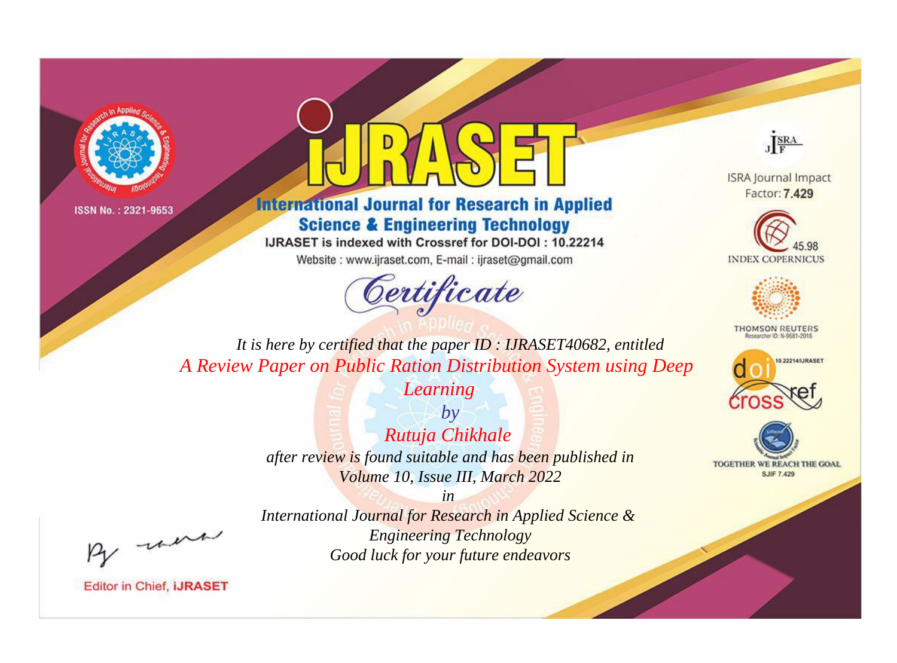ISSN No. : 2321-9653

# iJRASET

## International Journal for Research in Applied Science & Engineering Technology

IJRASET is indexed with Crossref for DOI-DOI : 10.22214

Website : www.ijraset.com, E-mail : ijraset@gmail.com

ISRA Journal Impact Factor: **7.429**

45.98 INDEX COPERNICUS

THOMSON REUTERS Researcher ID: N-9681-2016

10.22214/IJRASET

TOGETHER WE REACH THE GOAL SJIF 7.429

*Certificate*

*It is here by certified that the paper ID : IJRASET40682, entitled*

*A Review Paper on Public Ration Distribution System using Deep Learning*

*by*

*Rutuja Chikhale*

*after review is found suitable and has been published in*

*Volume 10, Issue III, March 2022*

*in*

*International Journal for Research in Applied Science & Engineering Technology*

*Good luck for your future endeavors*

Editor in Chief, iJRASET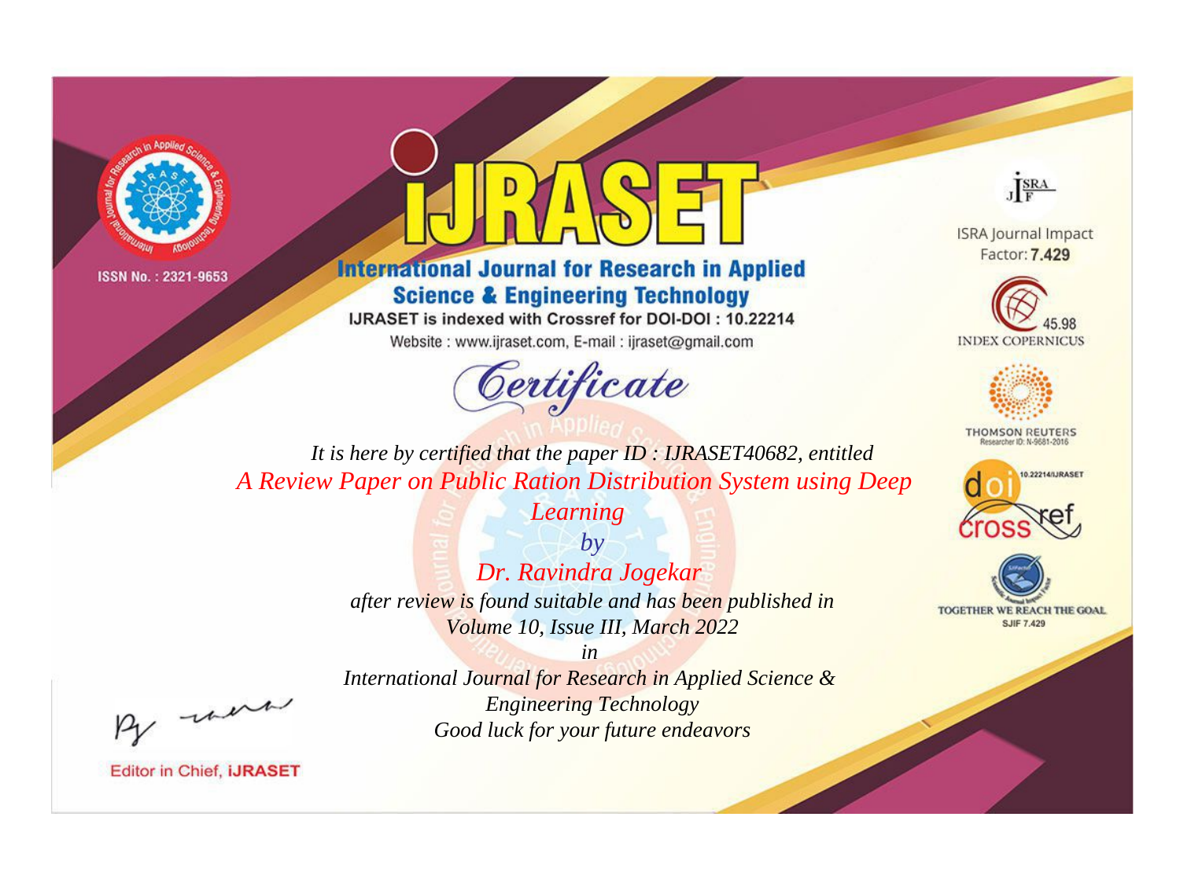ISSN No. : 2321-9653

# IJRASET

## International Journal for Research in Applied Science & Engineering Technology

IJRASET is indexed with Crossref for DOI-DOI : 10.22214

Website : www.ijraset.com, E-mail : ijraset@gmail.com

ISRA Journal Impact Factor: **7.429**

45.98 INDEX COPERNICUS

THOMSON REUTERS Researcher ID: N-9681-2016

10.22214/IJRASET

TOGETHER WE REACH THE GOAL SJIF 7.429

*Certificate*

*It is here by certified that the paper ID : IJRASET40682, entitled*

*A Review Paper on Public Ration Distribution System using Deep Learning*

*by*

*Dr. Ravindra Jogekar*

*after review is found suitable and has been published in*

*Volume 10, Issue III, March 2022*

*in*

*International Journal for Research in Applied Science & Engineering Technology*

*Good luck for your future endeavors*

Editor in Chief, **iJRASET**